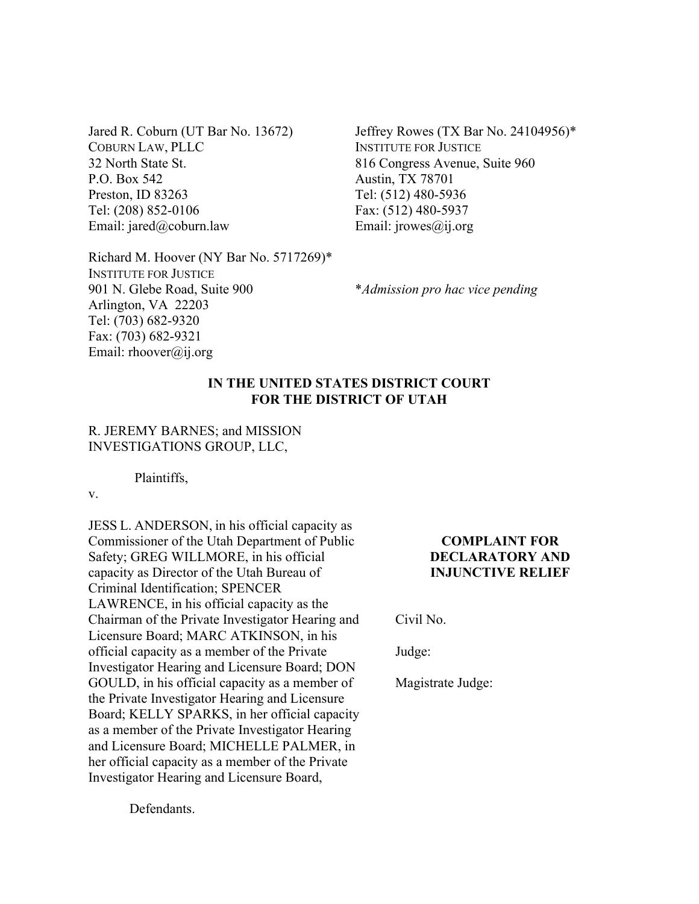Jared R. Coburn (UT Bar No. 13672)
COBURN LAW, PLLC
32 North State St.
P.O. Box 542
Preston, ID 83263
Tel: (208) 852-0106
Email: jared@coburn.law

Jeffrey Rowes (TX Bar No. 24104956)*
INSTITUTE FOR JUSTICE
816 Congress Avenue, Suite 960
Austin, TX 78701
Tel: (512) 480-5936
Fax: (512) 480-5937
Email: jrowes@ij.org

Richard M. Hoover (NY Bar No. 5717269)*
INSTITUTE FOR JUSTICE
901 N. Glebe Road, Suite 900
Arlington, VA 22203
Tel: (703) 682-9320
Fax: (703) 682-9321
Email: rhoover@ij.org

**Admission pro hac vice pending*

**IN THE UNITED STATES DISTRICT COURT**
**FOR THE DISTRICT OF UTAH**

R. JEREMY BARNES; and MISSION INVESTIGATIONS GROUP, LLC,

Plaintiffs,

v.

JESS L. ANDERSON, in his official capacity as Commissioner of the Utah Department of Public Safety; GREG WILLMORE, in his official capacity as Director of the Utah Bureau of Criminal Identification; SPENCER LAWRENCE, in his official capacity as the Chairman of the Private Investigator Hearing and Licensure Board; MARC ATKINSON, in his official capacity as a member of the Private Investigator Hearing and Licensure Board; DON GOULD, in his official capacity as a member of the Private Investigator Hearing and Licensure Board; KELLY SPARKS, in her official capacity as a member of the Private Investigator Hearing and Licensure Board; MICHELLE PALMER, in her official capacity as a member of the Private Investigator Hearing and Licensure Board,

Defendants.

**COMPLAINT FOR DECLARATORY AND INJUNCTIVE RELIEF**

Civil No.

Judge:

Magistrate Judge: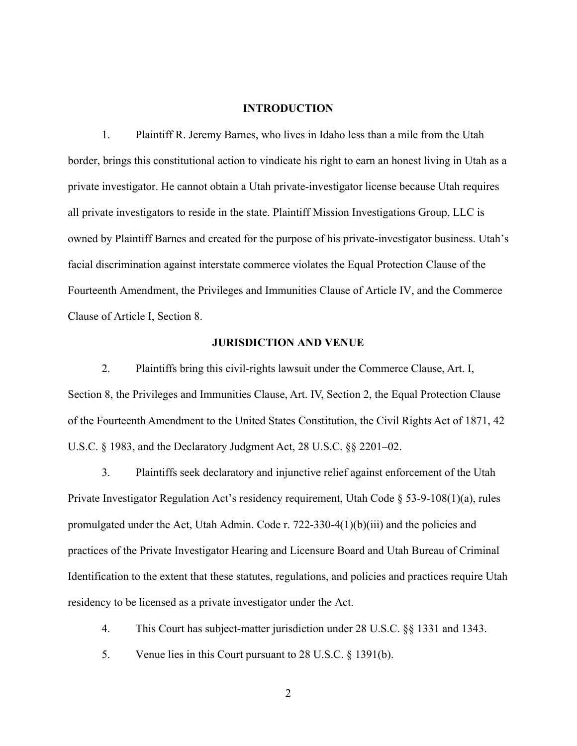## INTRODUCTION

1. Plaintiff R. Jeremy Barnes, who lives in Idaho less than a mile from the Utah border, brings this constitutional action to vindicate his right to earn an honest living in Utah as a private investigator. He cannot obtain a Utah private-investigator license because Utah requires all private investigators to reside in the state. Plaintiff Mission Investigations Group, LLC is owned by Plaintiff Barnes and created for the purpose of his private-investigator business. Utah's facial discrimination against interstate commerce violates the Equal Protection Clause of the Fourteenth Amendment, the Privileges and Immunities Clause of Article IV, and the Commerce Clause of Article I, Section 8.

## JURISDICTION AND VENUE

2. Plaintiffs bring this civil-rights lawsuit under the Commerce Clause, Art. I, Section 8, the Privileges and Immunities Clause, Art. IV, Section 2, the Equal Protection Clause of the Fourteenth Amendment to the United States Constitution, the Civil Rights Act of 1871, 42 U.S.C. § 1983, and the Declaratory Judgment Act, 28 U.S.C. §§ 2201–02.

3. Plaintiffs seek declaratory and injunctive relief against enforcement of the Utah Private Investigator Regulation Act's residency requirement, Utah Code § 53-9-108(1)(a), rules promulgated under the Act, Utah Admin. Code r. 722-330-4(1)(b)(iii) and the policies and practices of the Private Investigator Hearing and Licensure Board and Utah Bureau of Criminal Identification to the extent that these statutes, regulations, and policies and practices require Utah residency to be licensed as a private investigator under the Act.

4. This Court has subject-matter jurisdiction under 28 U.S.C. §§ 1331 and 1343.

5. Venue lies in this Court pursuant to 28 U.S.C. § 1391(b).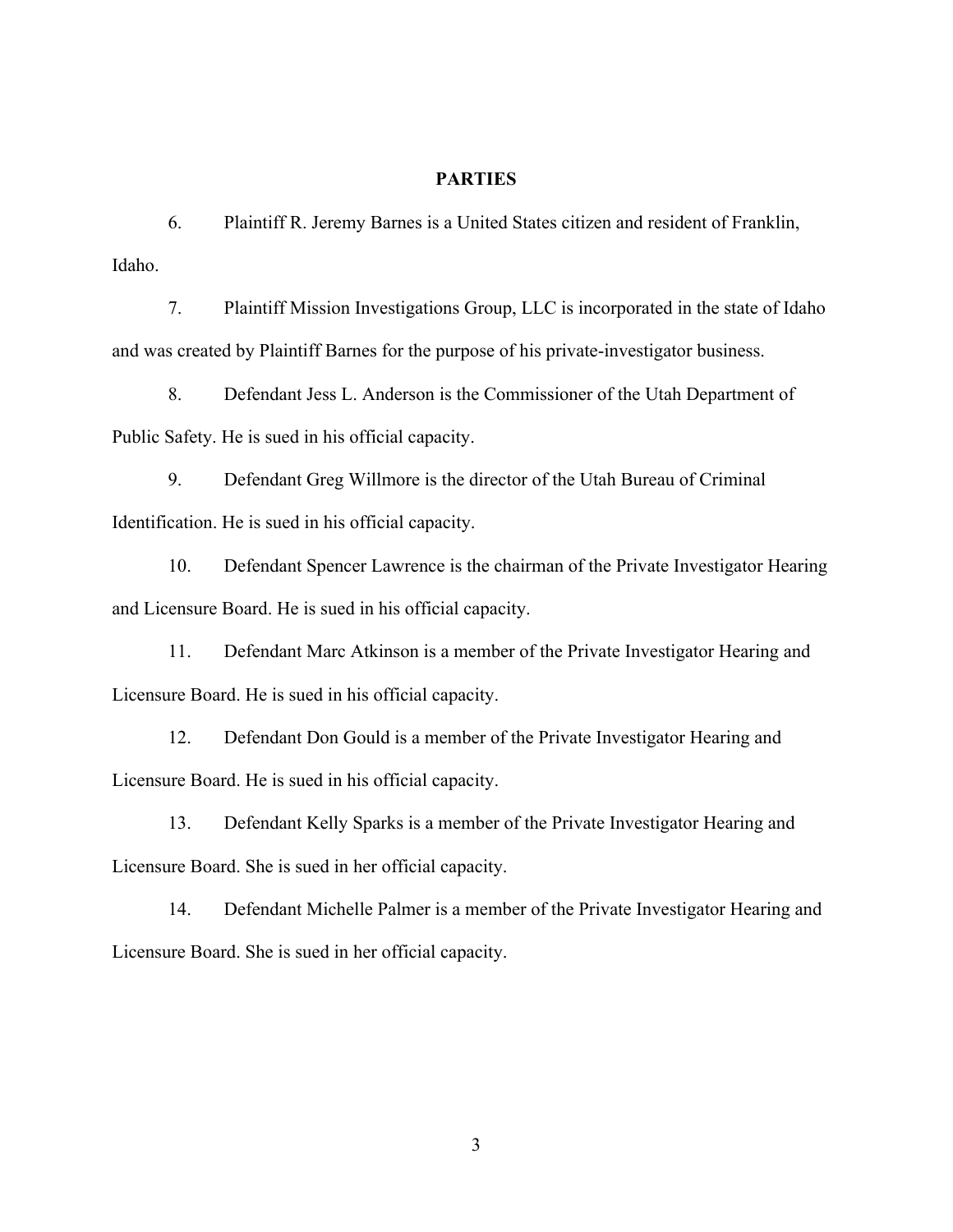## PARTIES

6. Plaintiff R. Jeremy Barnes is a United States citizen and resident of Franklin, Idaho.

7. Plaintiff Mission Investigations Group, LLC is incorporated in the state of Idaho and was created by Plaintiff Barnes for the purpose of his private-investigator business.

8. Defendant Jess L. Anderson is the Commissioner of the Utah Department of Public Safety. He is sued in his official capacity.

9. Defendant Greg Willmore is the director of the Utah Bureau of Criminal Identification. He is sued in his official capacity.

10. Defendant Spencer Lawrence is the chairman of the Private Investigator Hearing and Licensure Board. He is sued in his official capacity.

11. Defendant Marc Atkinson is a member of the Private Investigator Hearing and Licensure Board. He is sued in his official capacity.

12. Defendant Don Gould is a member of the Private Investigator Hearing and Licensure Board. He is sued in his official capacity.

13. Defendant Kelly Sparks is a member of the Private Investigator Hearing and Licensure Board. She is sued in her official capacity.

14. Defendant Michelle Palmer is a member of the Private Investigator Hearing and Licensure Board. She is sued in her official capacity.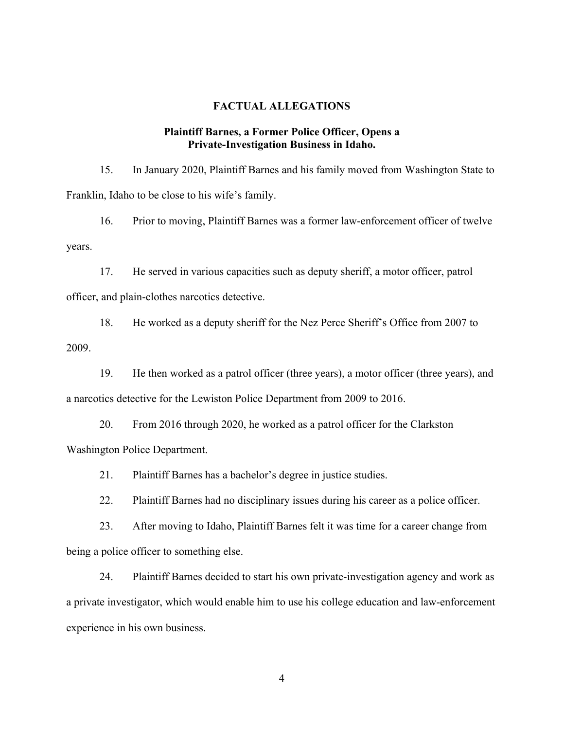## FACTUAL ALLEGATIONS

### Plaintiff Barnes, a Former Police Officer, Opens a Private-Investigation Business in Idaho.

15. In January 2020, Plaintiff Barnes and his family moved from Washington State to Franklin, Idaho to be close to his wife's family.

16. Prior to moving, Plaintiff Barnes was a former law-enforcement officer of twelve years.

17. He served in various capacities such as deputy sheriff, a motor officer, patrol officer, and plain-clothes narcotics detective.

18. He worked as a deputy sheriff for the Nez Perce Sheriff's Office from 2007 to 2009.

19. He then worked as a patrol officer (three years), a motor officer (three years), and a narcotics detective for the Lewiston Police Department from 2009 to 2016.

20. From 2016 through 2020, he worked as a patrol officer for the Clarkston Washington Police Department.

21. Plaintiff Barnes has a bachelor's degree in justice studies.

22. Plaintiff Barnes had no disciplinary issues during his career as a police officer.

23. After moving to Idaho, Plaintiff Barnes felt it was time for a career change from being a police officer to something else.

24. Plaintiff Barnes decided to start his own private-investigation agency and work as a private investigator, which would enable him to use his college education and law-enforcement experience in his own business.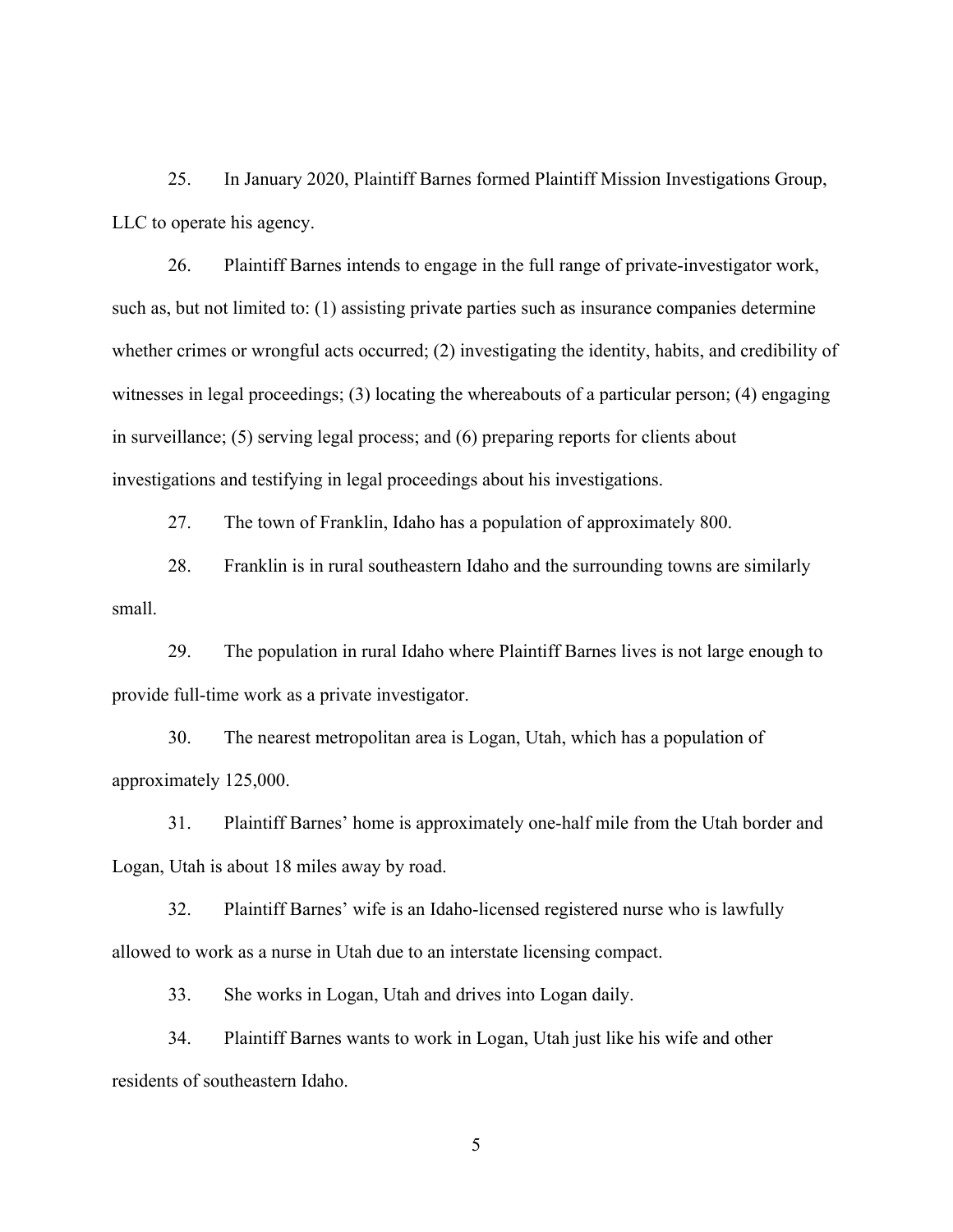25. In January 2020, Plaintiff Barnes formed Plaintiff Mission Investigations Group, LLC to operate his agency.

26. Plaintiff Barnes intends to engage in the full range of private-investigator work, such as, but not limited to: (1) assisting private parties such as insurance companies determine whether crimes or wrongful acts occurred; (2) investigating the identity, habits, and credibility of witnesses in legal proceedings; (3) locating the whereabouts of a particular person; (4) engaging in surveillance; (5) serving legal process; and (6) preparing reports for clients about investigations and testifying in legal proceedings about his investigations.

27. The town of Franklin, Idaho has a population of approximately 800.

28. Franklin is in rural southeastern Idaho and the surrounding towns are similarly small.

29. The population in rural Idaho where Plaintiff Barnes lives is not large enough to provide full-time work as a private investigator.

30. The nearest metropolitan area is Logan, Utah, which has a population of approximately 125,000.

31. Plaintiff Barnes' home is approximately one-half mile from the Utah border and Logan, Utah is about 18 miles away by road.

32. Plaintiff Barnes' wife is an Idaho-licensed registered nurse who is lawfully allowed to work as a nurse in Utah due to an interstate licensing compact.

33. She works in Logan, Utah and drives into Logan daily.

34. Plaintiff Barnes wants to work in Logan, Utah just like his wife and other residents of southeastern Idaho.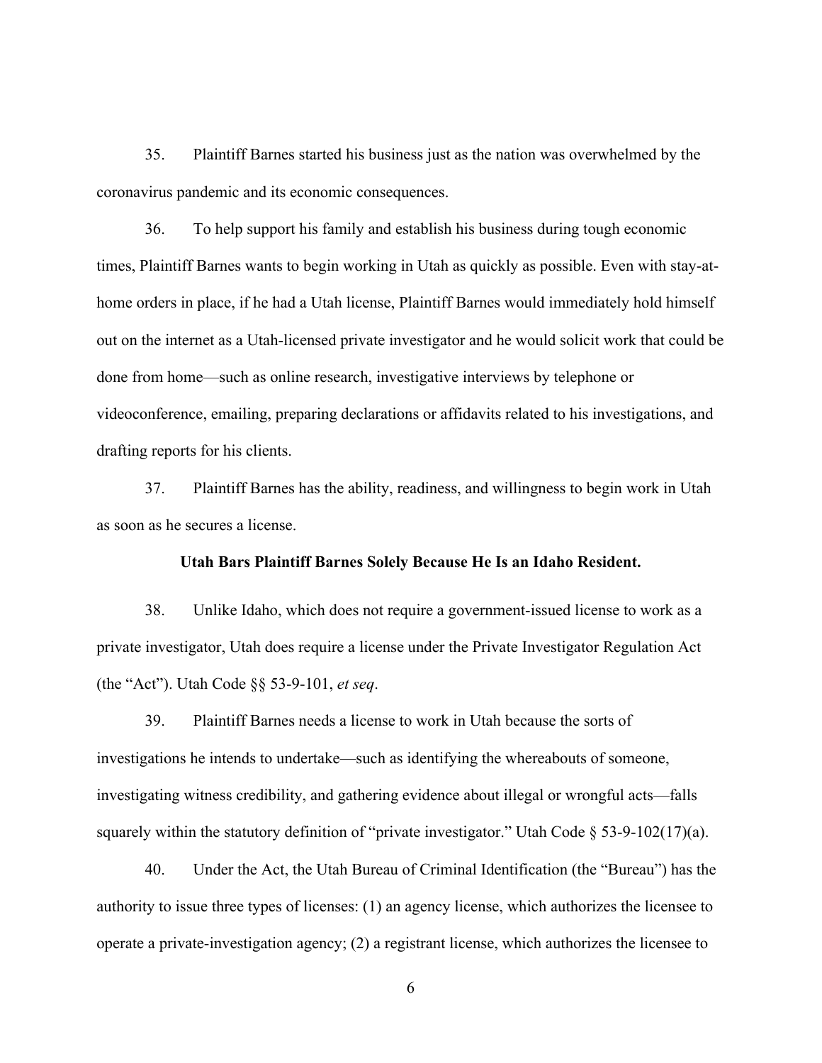35. Plaintiff Barnes started his business just as the nation was overwhelmed by the coronavirus pandemic and its economic consequences.

36. To help support his family and establish his business during tough economic times, Plaintiff Barnes wants to begin working in Utah as quickly as possible. Even with stay-at-home orders in place, if he had a Utah license, Plaintiff Barnes would immediately hold himself out on the internet as a Utah-licensed private investigator and he would solicit work that could be done from home—such as online research, investigative interviews by telephone or videoconference, emailing, preparing declarations or affidavits related to his investigations, and drafting reports for his clients.

37. Plaintiff Barnes has the ability, readiness, and willingness to begin work in Utah as soon as he secures a license.

**Utah Bars Plaintiff Barnes Solely Because He Is an Idaho Resident.**

38. Unlike Idaho, which does not require a government-issued license to work as a private investigator, Utah does require a license under the Private Investigator Regulation Act (the "Act"). Utah Code §§ 53-9-101, *et seq*.

39. Plaintiff Barnes needs a license to work in Utah because the sorts of investigations he intends to undertake—such as identifying the whereabouts of someone, investigating witness credibility, and gathering evidence about illegal or wrongful acts—falls squarely within the statutory definition of "private investigator." Utah Code § 53-9-102(17)(a).

40. Under the Act, the Utah Bureau of Criminal Identification (the "Bureau") has the authority to issue three types of licenses: (1) an agency license, which authorizes the licensee to operate a private-investigation agency; (2) a registrant license, which authorizes the licensee to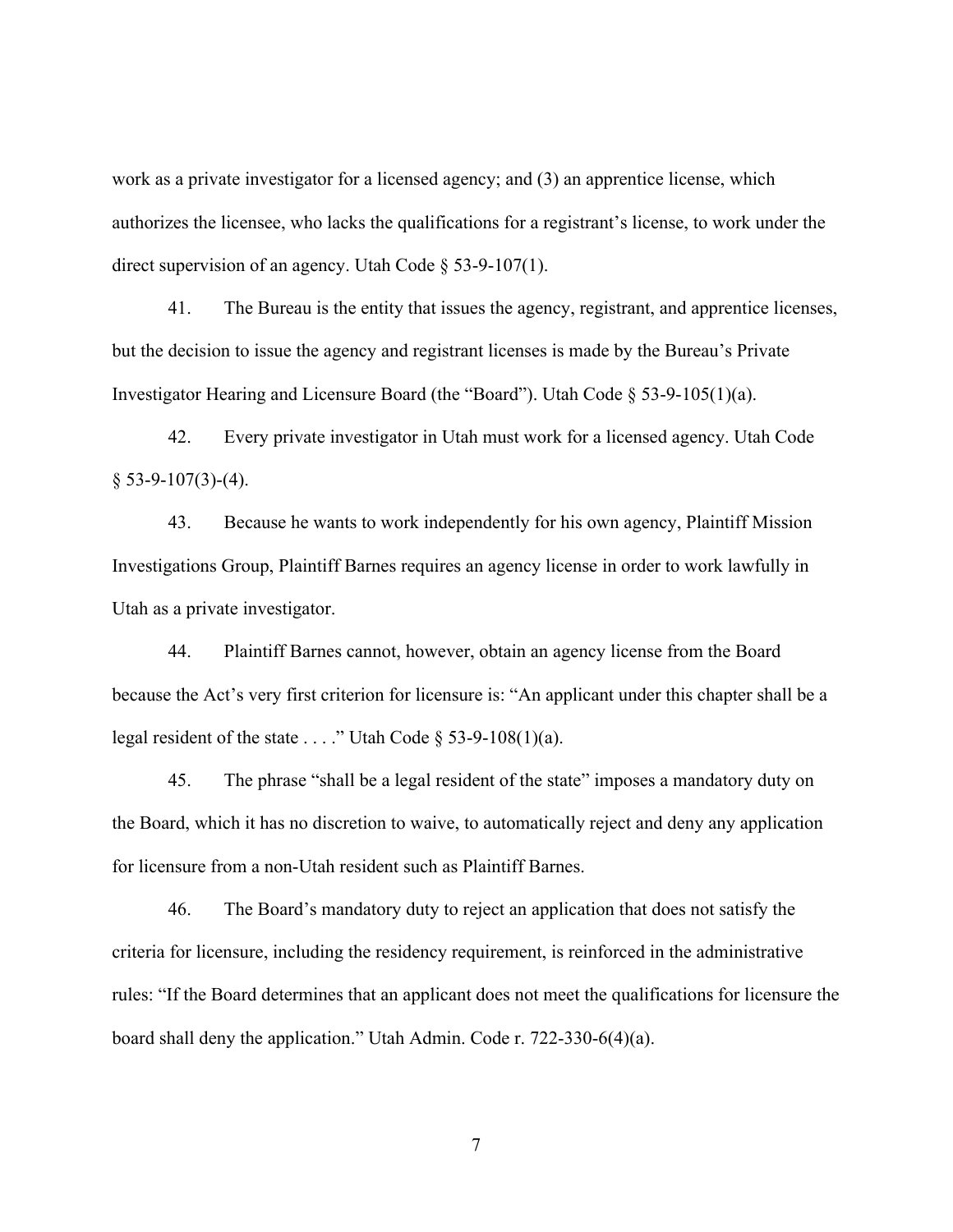work as a private investigator for a licensed agency; and (3) an apprentice license, which authorizes the licensee, who lacks the qualifications for a registrant's license, to work under the direct supervision of an agency. Utah Code § 53-9-107(1).

41. The Bureau is the entity that issues the agency, registrant, and apprentice licenses, but the decision to issue the agency and registrant licenses is made by the Bureau's Private Investigator Hearing and Licensure Board (the "Board"). Utah Code § 53-9-105(1)(a).

42. Every private investigator in Utah must work for a licensed agency. Utah Code § 53-9-107(3)-(4).

43. Because he wants to work independently for his own agency, Plaintiff Mission Investigations Group, Plaintiff Barnes requires an agency license in order to work lawfully in Utah as a private investigator.

44. Plaintiff Barnes cannot, however, obtain an agency license from the Board because the Act's very first criterion for licensure is: "An applicant under this chapter shall be a legal resident of the state . . . ." Utah Code § 53-9-108(1)(a).

45. The phrase "shall be a legal resident of the state" imposes a mandatory duty on the Board, which it has no discretion to waive, to automatically reject and deny any application for licensure from a non-Utah resident such as Plaintiff Barnes.

46. The Board's mandatory duty to reject an application that does not satisfy the criteria for licensure, including the residency requirement, is reinforced in the administrative rules: "If the Board determines that an applicant does not meet the qualifications for licensure the board shall deny the application." Utah Admin. Code r. 722-330-6(4)(a).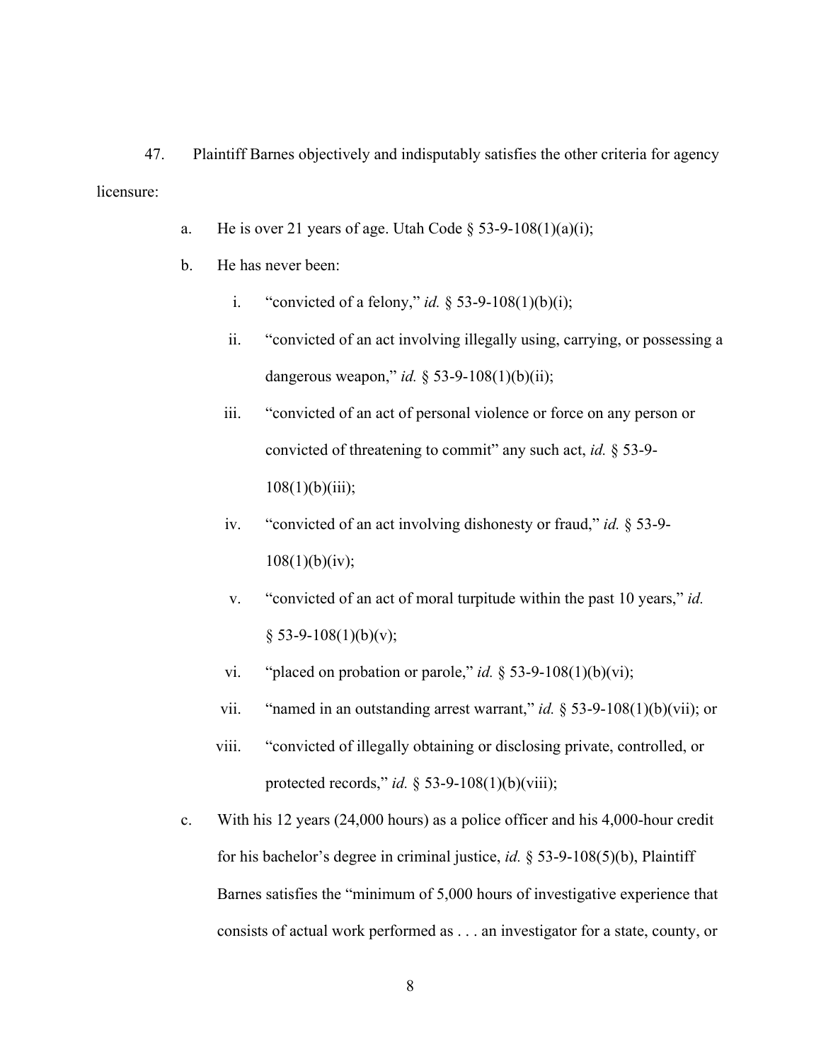47. Plaintiff Barnes objectively and indisputably satisfies the other criteria for agency licensure:

   a. He is over 21 years of age. Utah Code § 53-9-108(1)(a)(i);

   b. He has never been:

      i. "convicted of a felony," *id.* § 53-9-108(1)(b)(i);

      ii. "convicted of an act involving illegally using, carrying, or possessing a dangerous weapon," *id.* § 53-9-108(1)(b)(ii);

      iii. "convicted of an act of personal violence or force on any person or convicted of threatening to commit" any such act, *id.* § 53-9-108(1)(b)(iii);

      iv. "convicted of an act involving dishonesty or fraud," *id.* § 53-9-108(1)(b)(iv);

      v. "convicted of an act of moral turpitude within the past 10 years," *id.* § 53-9-108(1)(b)(v);

      vi. "placed on probation or parole," *id.* § 53-9-108(1)(b)(vi);

      vii. "named in an outstanding arrest warrant," *id.* § 53-9-108(1)(b)(vii); or

      viii. "convicted of illegally obtaining or disclosing private, controlled, or protected records," *id.* § 53-9-108(1)(b)(viii);

   c. With his 12 years (24,000 hours) as a police officer and his 4,000-hour credit for his bachelor's degree in criminal justice, *id.* § 53-9-108(5)(b), Plaintiff Barnes satisfies the "minimum of 5,000 hours of investigative experience that consists of actual work performed as . . . an investigator for a state, county, or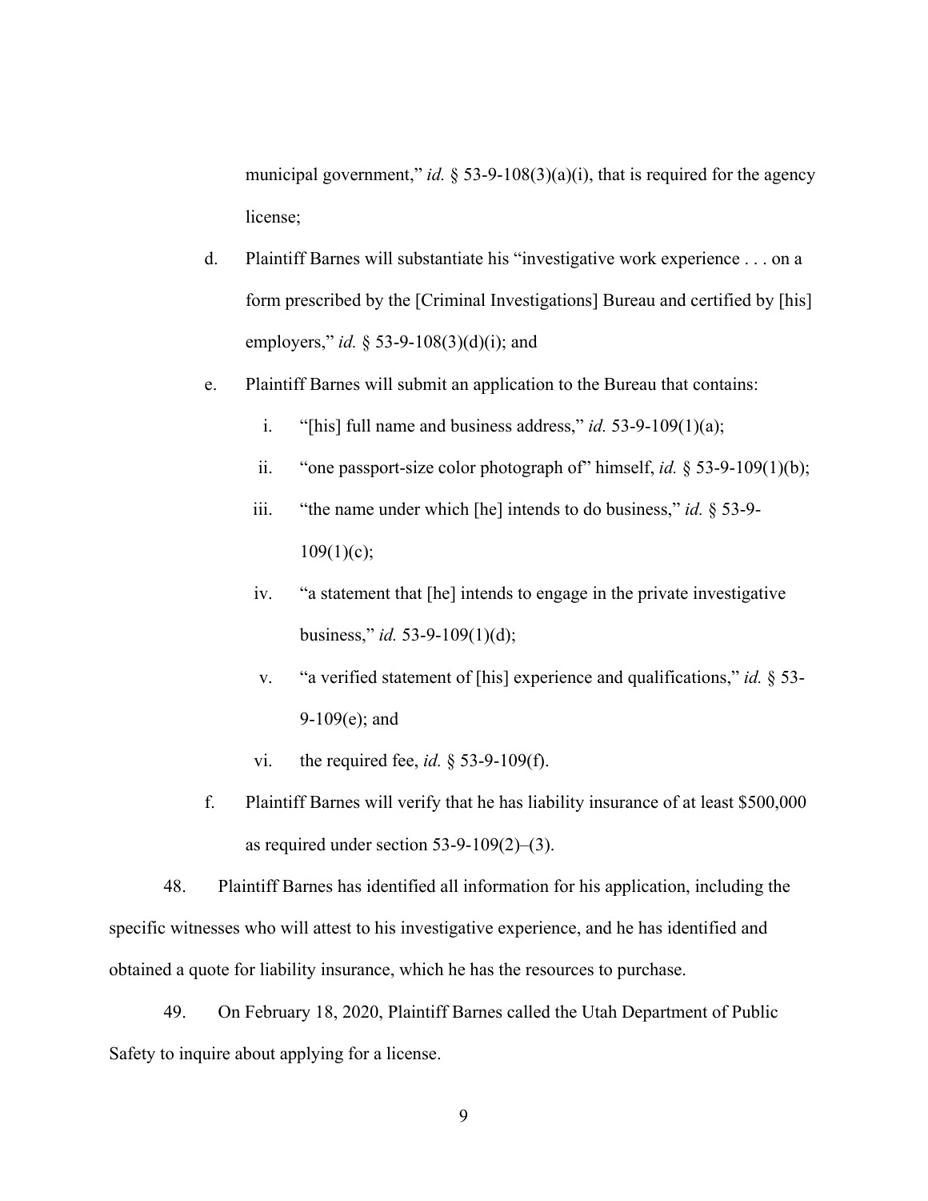municipal government," *id.* § 53-9-108(3)(a)(i), that is required for the agency license;

d. Plaintiff Barnes will substantiate his "investigative work experience . . . on a form prescribed by the [Criminal Investigations] Bureau and certified by [his] employers," *id.* § 53-9-108(3)(d)(i); and

e. Plaintiff Barnes will submit an application to the Bureau that contains:

   i. "[his] full name and business address," *id.* 53-9-109(1)(a);

   ii. "one passport-size color photograph of" himself, *id.* § 53-9-109(1)(b);

   iii. "the name under which [he] intends to do business," *id.* § 53-9-109(1)(c);

   iv. "a statement that [he] intends to engage in the private investigative business," *id.* 53-9-109(1)(d);

   v. "a verified statement of [his] experience and qualifications," *id.* § 53-9-109(e); and

   vi. the required fee, *id.* § 53-9-109(f).

f. Plaintiff Barnes will verify that he has liability insurance of at least $500,000 as required under section 53-9-109(2)–(3).

48. Plaintiff Barnes has identified all information for his application, including the specific witnesses who will attest to his investigative experience, and he has identified and obtained a quote for liability insurance, which he has the resources to purchase.

49. On February 18, 2020, Plaintiff Barnes called the Utah Department of Public Safety to inquire about applying for a license.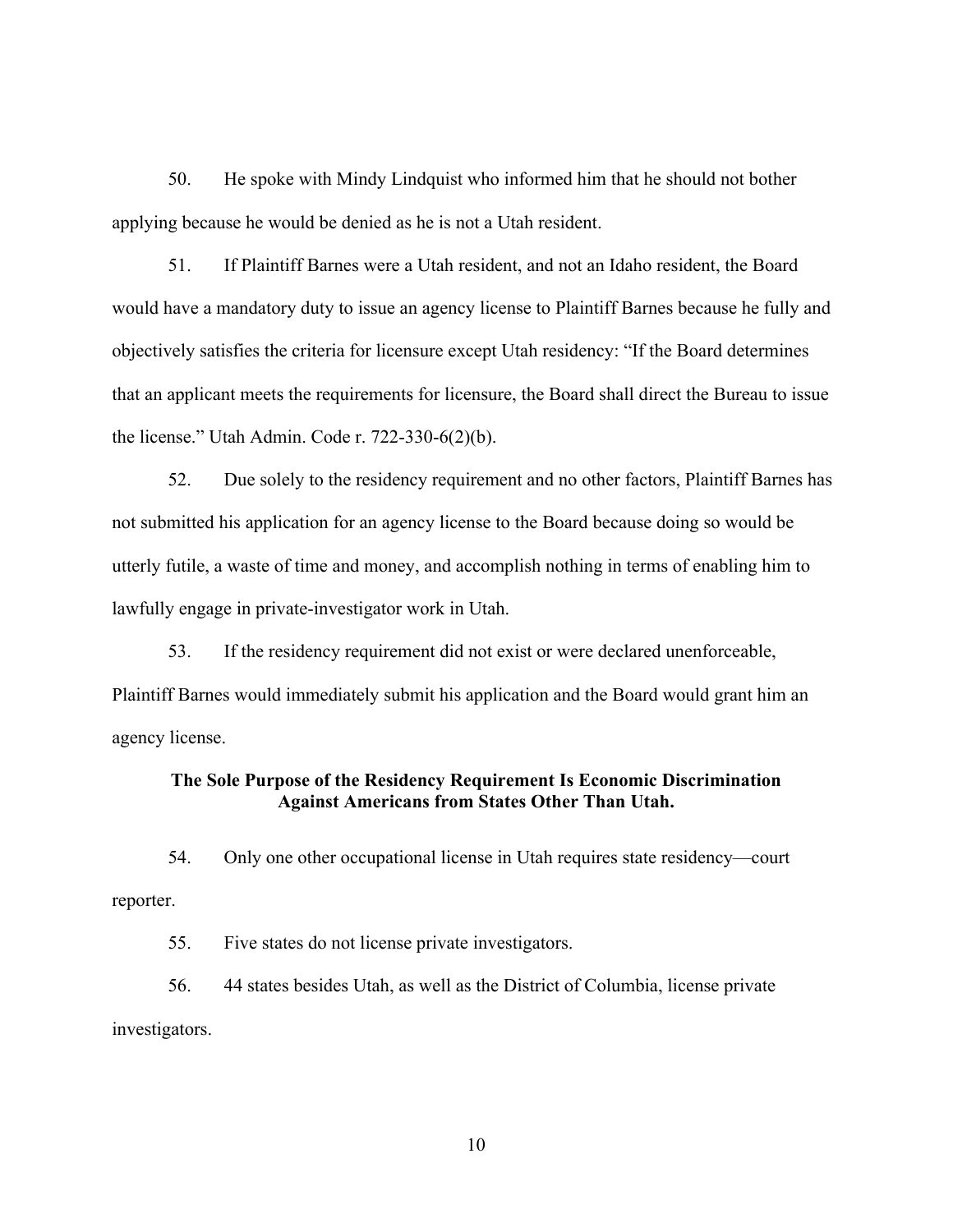50. He spoke with Mindy Lindquist who informed him that he should not bother applying because he would be denied as he is not a Utah resident.

51. If Plaintiff Barnes were a Utah resident, and not an Idaho resident, the Board would have a mandatory duty to issue an agency license to Plaintiff Barnes because he fully and objectively satisfies the criteria for licensure except Utah residency: "If the Board determines that an applicant meets the requirements for licensure, the Board shall direct the Bureau to issue the license." Utah Admin. Code r. 722-330-6(2)(b).

52. Due solely to the residency requirement and no other factors, Plaintiff Barnes has not submitted his application for an agency license to the Board because doing so would be utterly futile, a waste of time and money, and accomplish nothing in terms of enabling him to lawfully engage in private-investigator work in Utah.

53. If the residency requirement did not exist or were declared unenforceable, Plaintiff Barnes would immediately submit his application and the Board would grant him an agency license.

**The Sole Purpose of the Residency Requirement Is Economic Discrimination Against Americans from States Other Than Utah.**

54. Only one other occupational license in Utah requires state residency—court reporter.

55. Five states do not license private investigators.

56. 44 states besides Utah, as well as the District of Columbia, license private investigators.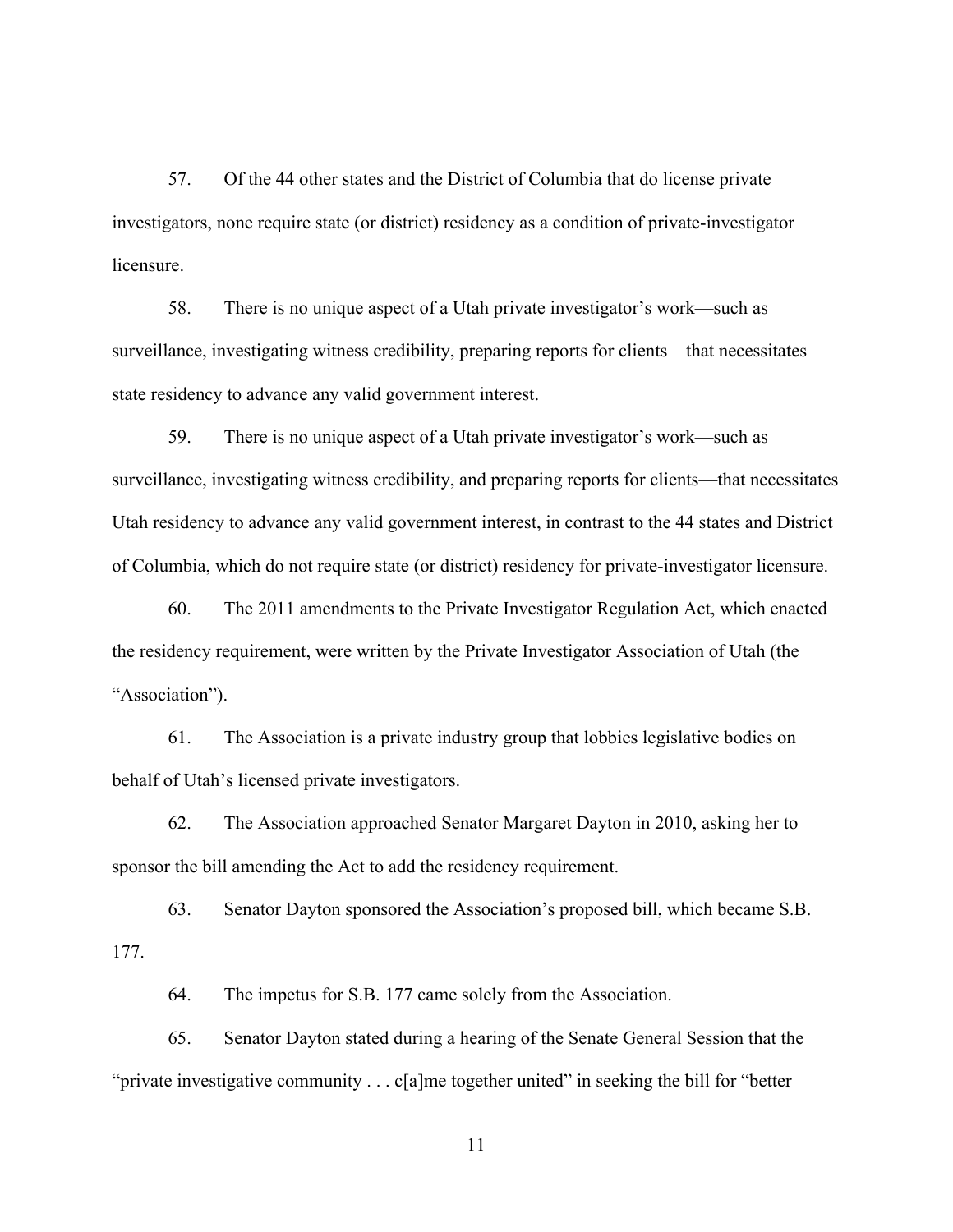57. Of the 44 other states and the District of Columbia that do license private investigators, none require state (or district) residency as a condition of private-investigator licensure.

58. There is no unique aspect of a Utah private investigator's work—such as surveillance, investigating witness credibility, preparing reports for clients—that necessitates state residency to advance any valid government interest.

59. There is no unique aspect of a Utah private investigator's work—such as surveillance, investigating witness credibility, and preparing reports for clients—that necessitates Utah residency to advance any valid government interest, in contrast to the 44 states and District of Columbia, which do not require state (or district) residency for private-investigator licensure.

60. The 2011 amendments to the Private Investigator Regulation Act, which enacted the residency requirement, were written by the Private Investigator Association of Utah (the "Association").

61. The Association is a private industry group that lobbies legislative bodies on behalf of Utah's licensed private investigators.

62. The Association approached Senator Margaret Dayton in 2010, asking her to sponsor the bill amending the Act to add the residency requirement.

63. Senator Dayton sponsored the Association's proposed bill, which became S.B. 177.

64. The impetus for S.B. 177 came solely from the Association.

65. Senator Dayton stated during a hearing of the Senate General Session that the "private investigative community . . . c[a]me together united" in seeking the bill for "better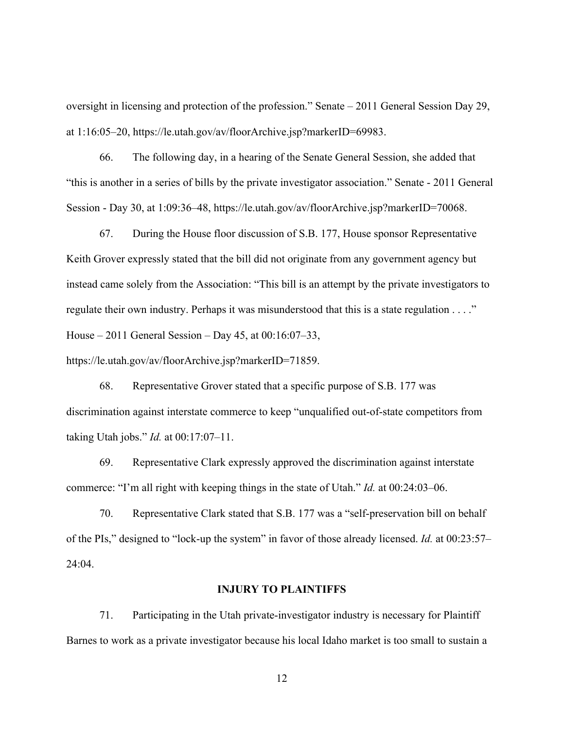oversight in licensing and protection of the profession." Senate – 2011 General Session Day 29, at 1:16:05–20, https://le.utah.gov/av/floorArchive.jsp?markerID=69983.

66. The following day, in a hearing of the Senate General Session, she added that "this is another in a series of bills by the private investigator association." Senate - 2011 General Session - Day 30, at 1:09:36–48, https://le.utah.gov/av/floorArchive.jsp?markerID=70068.

67. During the House floor discussion of S.B. 177, House sponsor Representative Keith Grover expressly stated that the bill did not originate from any government agency but instead came solely from the Association: "This bill is an attempt by the private investigators to regulate their own industry. Perhaps it was misunderstood that this is a state regulation . . . ." House – 2011 General Session – Day 45, at 00:16:07–33, https://le.utah.gov/av/floorArchive.jsp?markerID=71859.

68. Representative Grover stated that a specific purpose of S.B. 177 was discrimination against interstate commerce to keep "unqualified out-of-state competitors from taking Utah jobs." *Id.* at 00:17:07–11.

69. Representative Clark expressly approved the discrimination against interstate commerce: "I'm all right with keeping things in the state of Utah." *Id.* at 00:24:03–06.

70. Representative Clark stated that S.B. 177 was a "self-preservation bill on behalf of the PIs," designed to "lock-up the system" in favor of those already licensed. *Id.* at 00:23:57–24:04.

**INJURY TO PLAINTIFFS**

71. Participating in the Utah private-investigator industry is necessary for Plaintiff Barnes to work as a private investigator because his local Idaho market is too small to sustain a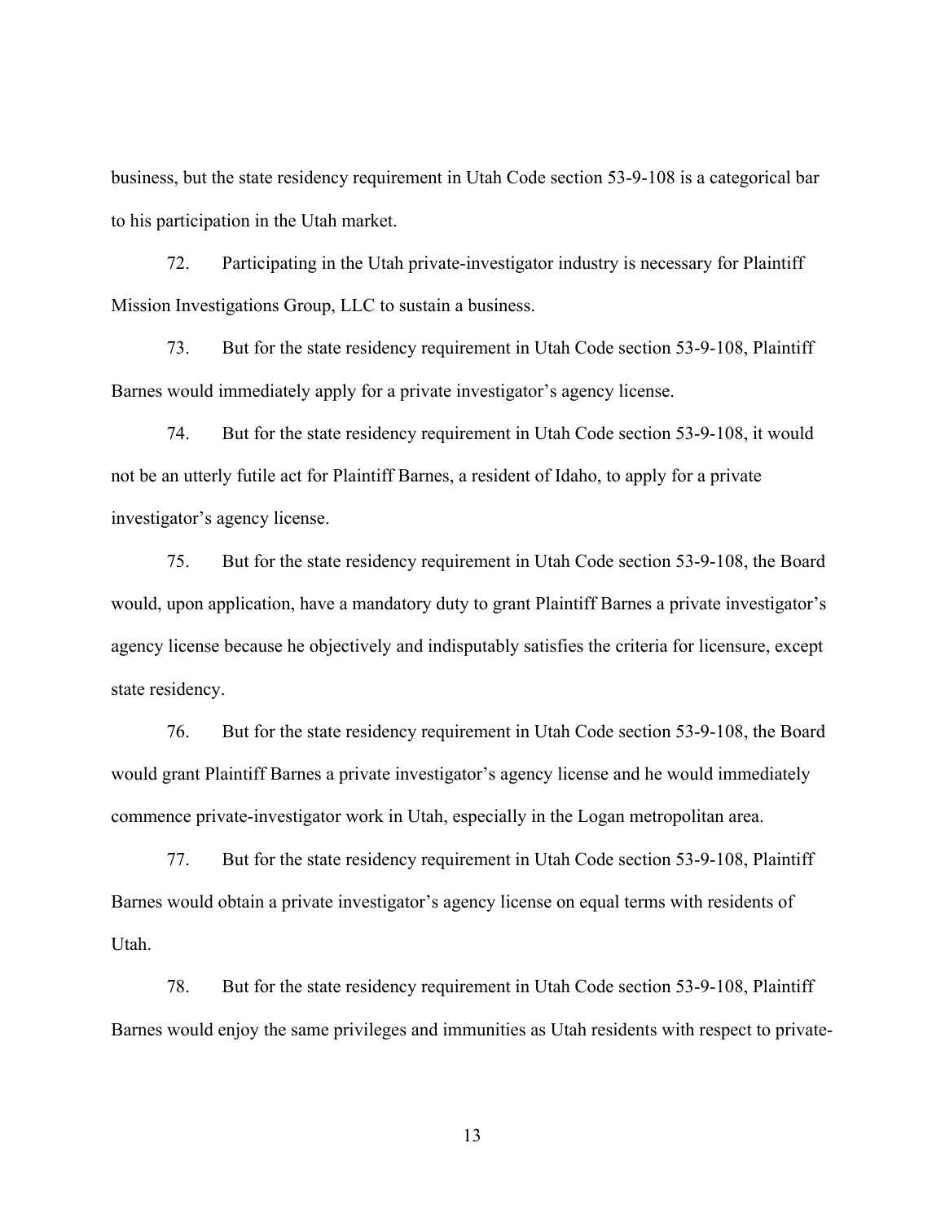business, but the state residency requirement in Utah Code section 53-9-108 is a categorical bar to his participation in the Utah market.

72. Participating in the Utah private-investigator industry is necessary for Plaintiff Mission Investigations Group, LLC to sustain a business.

73. But for the state residency requirement in Utah Code section 53-9-108, Plaintiff Barnes would immediately apply for a private investigator's agency license.

74. But for the state residency requirement in Utah Code section 53-9-108, it would not be an utterly futile act for Plaintiff Barnes, a resident of Idaho, to apply for a private investigator's agency license.

75. But for the state residency requirement in Utah Code section 53-9-108, the Board would, upon application, have a mandatory duty to grant Plaintiff Barnes a private investigator's agency license because he objectively and indisputably satisfies the criteria for licensure, except state residency.

76. But for the state residency requirement in Utah Code section 53-9-108, the Board would grant Plaintiff Barnes a private investigator's agency license and he would immediately commence private-investigator work in Utah, especially in the Logan metropolitan area.

77. But for the state residency requirement in Utah Code section 53-9-108, Plaintiff Barnes would obtain a private investigator's agency license on equal terms with residents of Utah.

78. But for the state residency requirement in Utah Code section 53-9-108, Plaintiff Barnes would enjoy the same privileges and immunities as Utah residents with respect to private-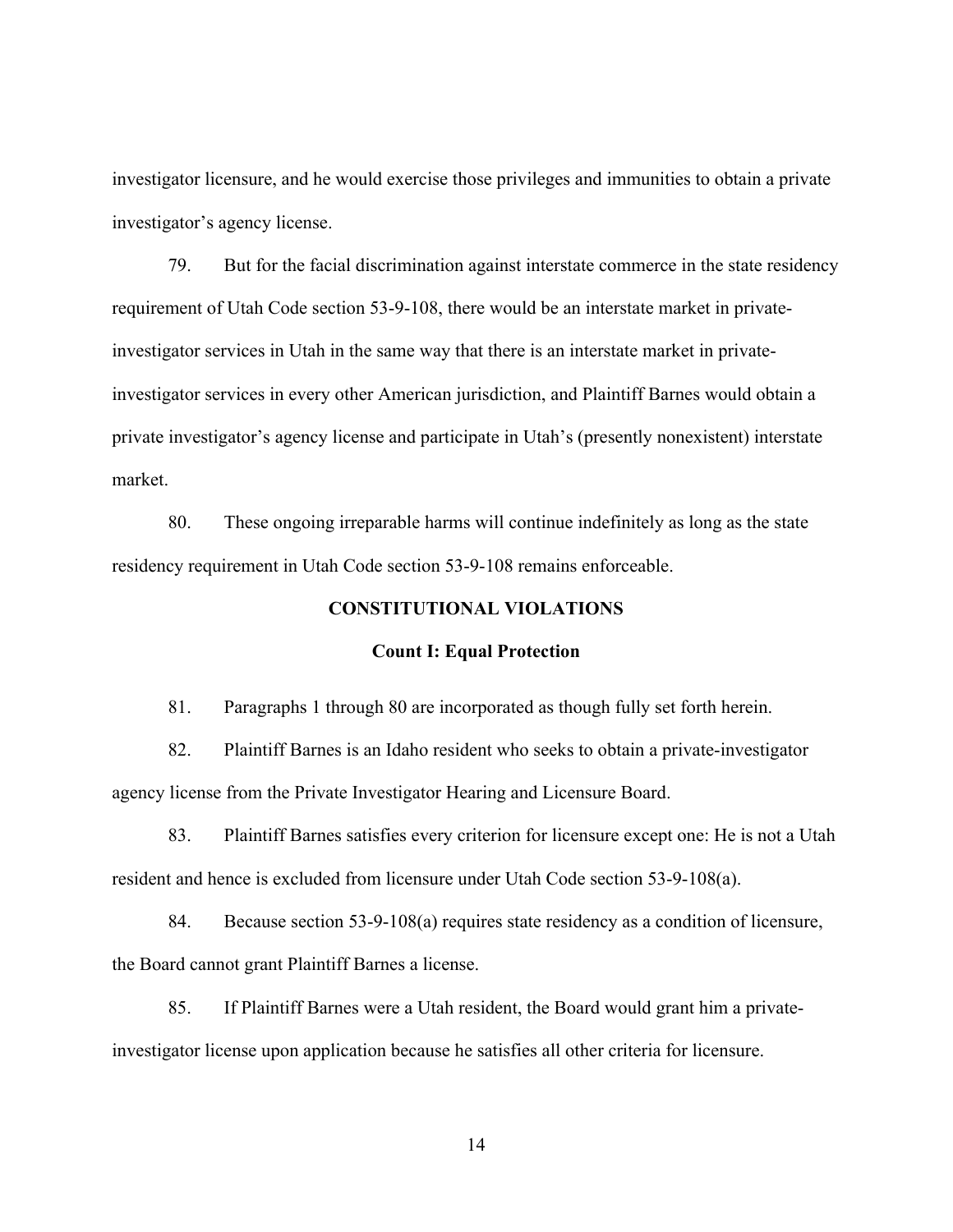investigator licensure, and he would exercise those privileges and immunities to obtain a private investigator's agency license.

79. But for the facial discrimination against interstate commerce in the state residency requirement of Utah Code section 53-9-108, there would be an interstate market in private-investigator services in Utah in the same way that there is an interstate market in private-investigator services in every other American jurisdiction, and Plaintiff Barnes would obtain a private investigator's agency license and participate in Utah's (presently nonexistent) interstate market.

80. These ongoing irreparable harms will continue indefinitely as long as the state residency requirement in Utah Code section 53-9-108 remains enforceable.

## CONSTITUTIONAL VIOLATIONS

### Count I: Equal Protection

81. Paragraphs 1 through 80 are incorporated as though fully set forth herein.

82. Plaintiff Barnes is an Idaho resident who seeks to obtain a private-investigator agency license from the Private Investigator Hearing and Licensure Board.

83. Plaintiff Barnes satisfies every criterion for licensure except one: He is not a Utah resident and hence is excluded from licensure under Utah Code section 53-9-108(a).

84. Because section 53-9-108(a) requires state residency as a condition of licensure, the Board cannot grant Plaintiff Barnes a license.

85. If Plaintiff Barnes were a Utah resident, the Board would grant him a private-investigator license upon application because he satisfies all other criteria for licensure.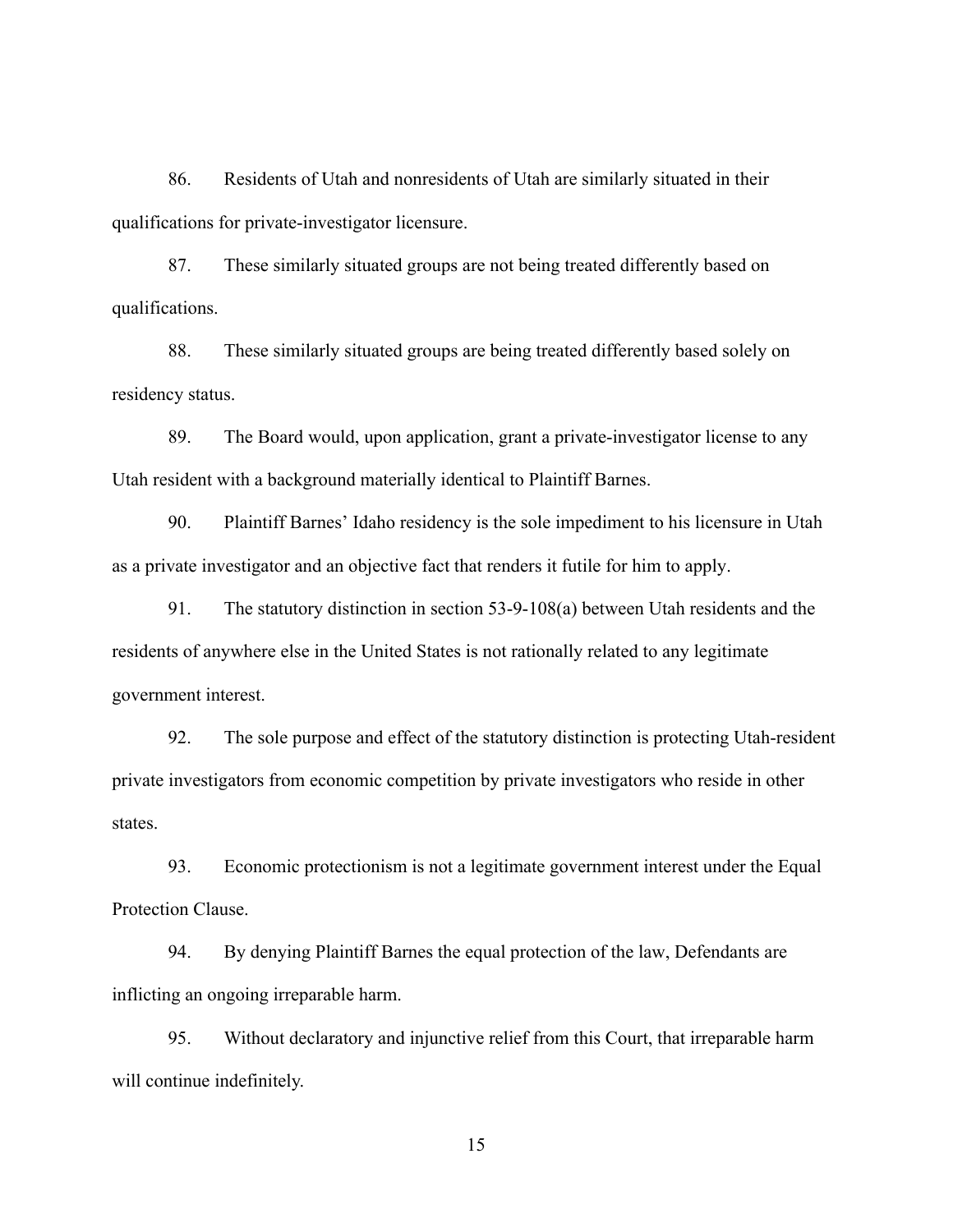86. Residents of Utah and nonresidents of Utah are similarly situated in their qualifications for private-investigator licensure.

87. These similarly situated groups are not being treated differently based on qualifications.

88. These similarly situated groups are being treated differently based solely on residency status.

89. The Board would, upon application, grant a private-investigator license to any Utah resident with a background materially identical to Plaintiff Barnes.

90. Plaintiff Barnes' Idaho residency is the sole impediment to his licensure in Utah as a private investigator and an objective fact that renders it futile for him to apply.

91. The statutory distinction in section 53-9-108(a) between Utah residents and the residents of anywhere else in the United States is not rationally related to any legitimate government interest.

92. The sole purpose and effect of the statutory distinction is protecting Utah-resident private investigators from economic competition by private investigators who reside in other states.

93. Economic protectionism is not a legitimate government interest under the Equal Protection Clause.

94. By denying Plaintiff Barnes the equal protection of the law, Defendants are inflicting an ongoing irreparable harm.

95. Without declaratory and injunctive relief from this Court, that irreparable harm will continue indefinitely.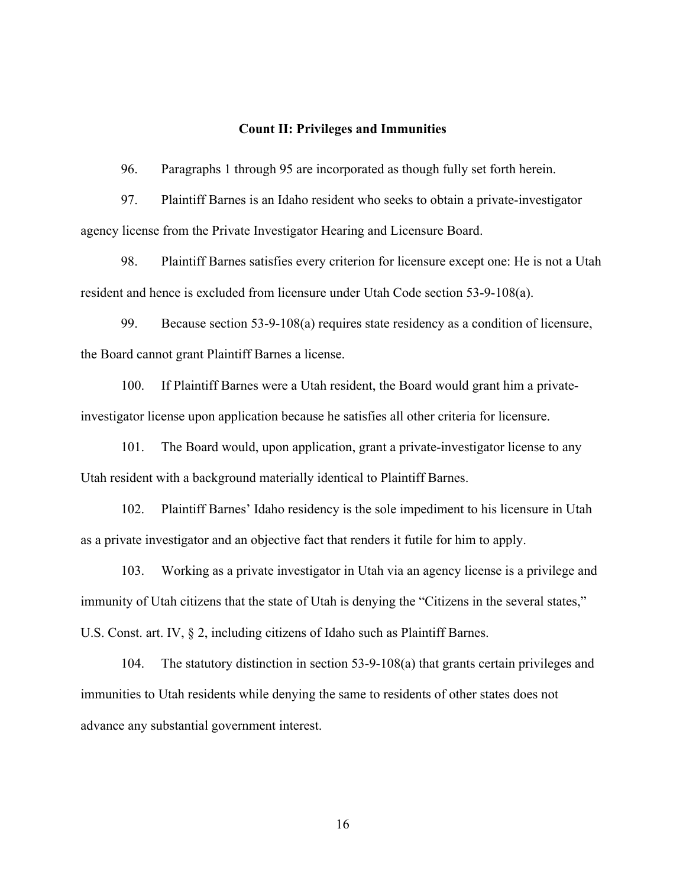### Count II: Privileges and Immunities

96. Paragraphs 1 through 95 are incorporated as though fully set forth herein.

97. Plaintiff Barnes is an Idaho resident who seeks to obtain a private-investigator agency license from the Private Investigator Hearing and Licensure Board.

98. Plaintiff Barnes satisfies every criterion for licensure except one: He is not a Utah resident and hence is excluded from licensure under Utah Code section 53-9-108(a).

99. Because section 53-9-108(a) requires state residency as a condition of licensure, the Board cannot grant Plaintiff Barnes a license.

100. If Plaintiff Barnes were a Utah resident, the Board would grant him a private-investigator license upon application because he satisfies all other criteria for licensure.

101. The Board would, upon application, grant a private-investigator license to any Utah resident with a background materially identical to Plaintiff Barnes.

102. Plaintiff Barnes' Idaho residency is the sole impediment to his licensure in Utah as a private investigator and an objective fact that renders it futile for him to apply.

103. Working as a private investigator in Utah via an agency license is a privilege and immunity of Utah citizens that the state of Utah is denying the "Citizens in the several states," U.S. Const. art. IV, § 2, including citizens of Idaho such as Plaintiff Barnes.

104. The statutory distinction in section 53-9-108(a) that grants certain privileges and immunities to Utah residents while denying the same to residents of other states does not advance any substantial government interest.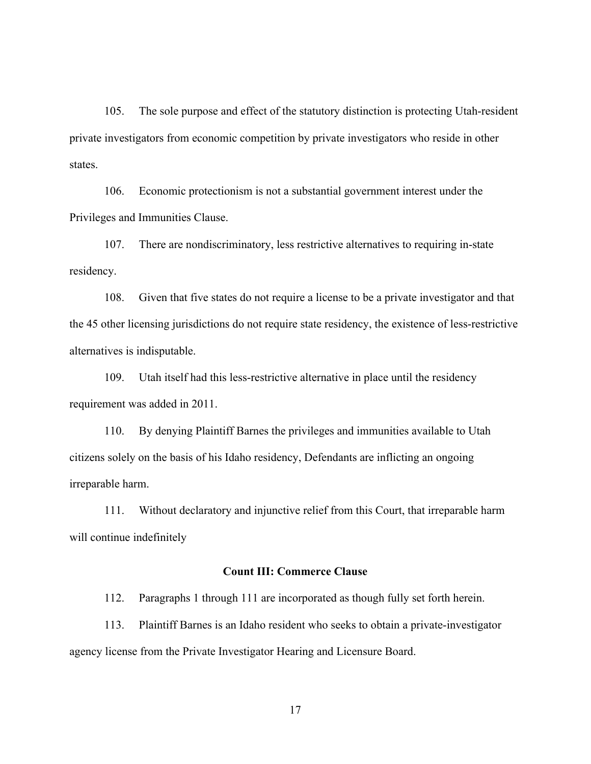105. The sole purpose and effect of the statutory distinction is protecting Utah-resident private investigators from economic competition by private investigators who reside in other states.

106. Economic protectionism is not a substantial government interest under the Privileges and Immunities Clause.

107. There are nondiscriminatory, less restrictive alternatives to requiring in-state residency.

108. Given that five states do not require a license to be a private investigator and that the 45 other licensing jurisdictions do not require state residency, the existence of less-restrictive alternatives is indisputable.

109. Utah itself had this less-restrictive alternative in place until the residency requirement was added in 2011.

110. By denying Plaintiff Barnes the privileges and immunities available to Utah citizens solely on the basis of his Idaho residency, Defendants are inflicting an ongoing irreparable harm.

111. Without declaratory and injunctive relief from this Court, that irreparable harm will continue indefinitely

**Count III: Commerce Clause**

112. Paragraphs 1 through 111 are incorporated as though fully set forth herein.

113. Plaintiff Barnes is an Idaho resident who seeks to obtain a private-investigator agency license from the Private Investigator Hearing and Licensure Board.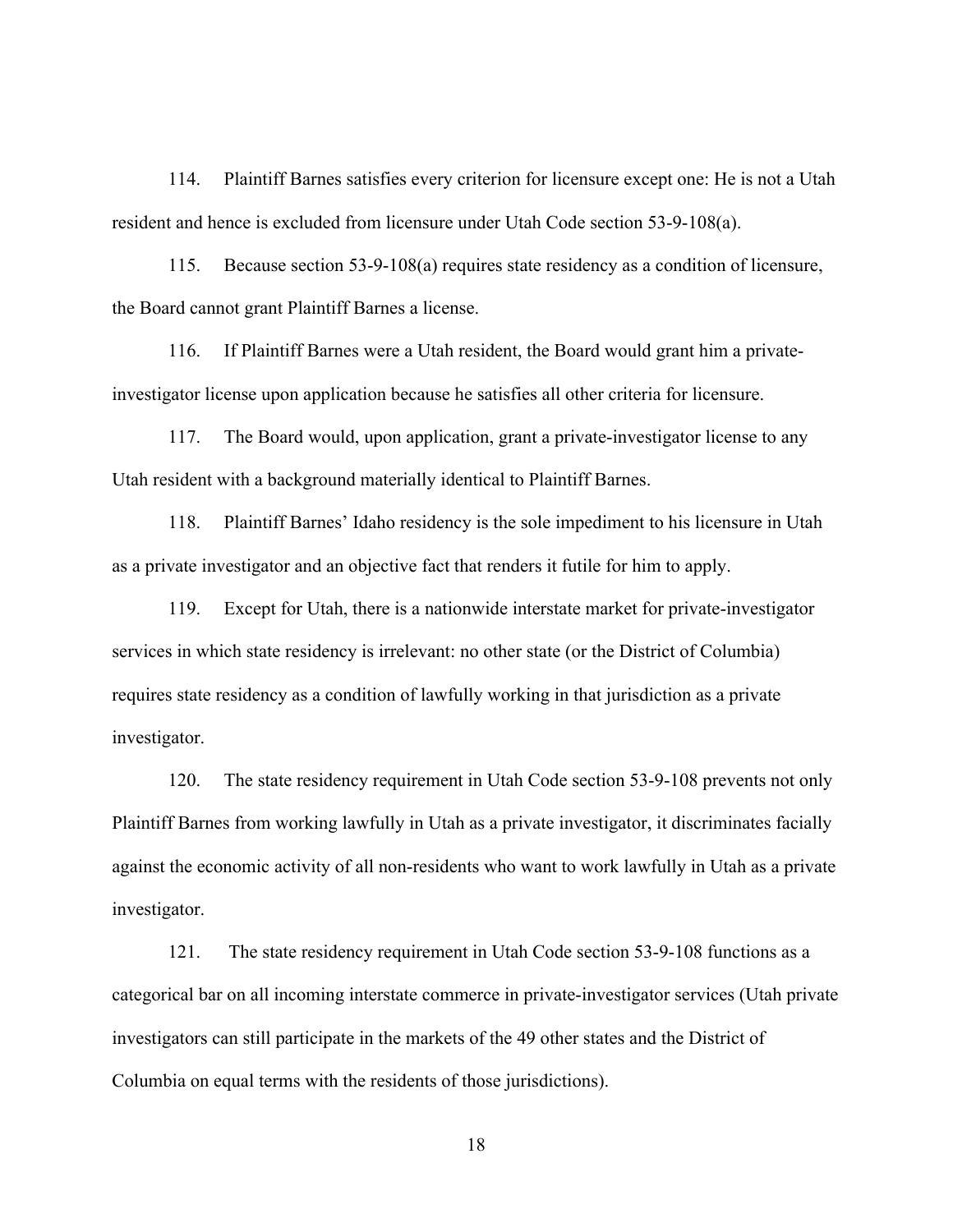114. Plaintiff Barnes satisfies every criterion for licensure except one: He is not a Utah resident and hence is excluded from licensure under Utah Code section 53-9-108(a).

115. Because section 53-9-108(a) requires state residency as a condition of licensure, the Board cannot grant Plaintiff Barnes a license.

116. If Plaintiff Barnes were a Utah resident, the Board would grant him a private-investigator license upon application because he satisfies all other criteria for licensure.

117. The Board would, upon application, grant a private-investigator license to any Utah resident with a background materially identical to Plaintiff Barnes.

118. Plaintiff Barnes' Idaho residency is the sole impediment to his licensure in Utah as a private investigator and an objective fact that renders it futile for him to apply.

119. Except for Utah, there is a nationwide interstate market for private-investigator services in which state residency is irrelevant: no other state (or the District of Columbia) requires state residency as a condition of lawfully working in that jurisdiction as a private investigator.

120. The state residency requirement in Utah Code section 53-9-108 prevents not only Plaintiff Barnes from working lawfully in Utah as a private investigator, it discriminates facially against the economic activity of all non-residents who want to work lawfully in Utah as a private investigator.

121. The state residency requirement in Utah Code section 53-9-108 functions as a categorical bar on all incoming interstate commerce in private-investigator services (Utah private investigators can still participate in the markets of the 49 other states and the District of Columbia on equal terms with the residents of those jurisdictions).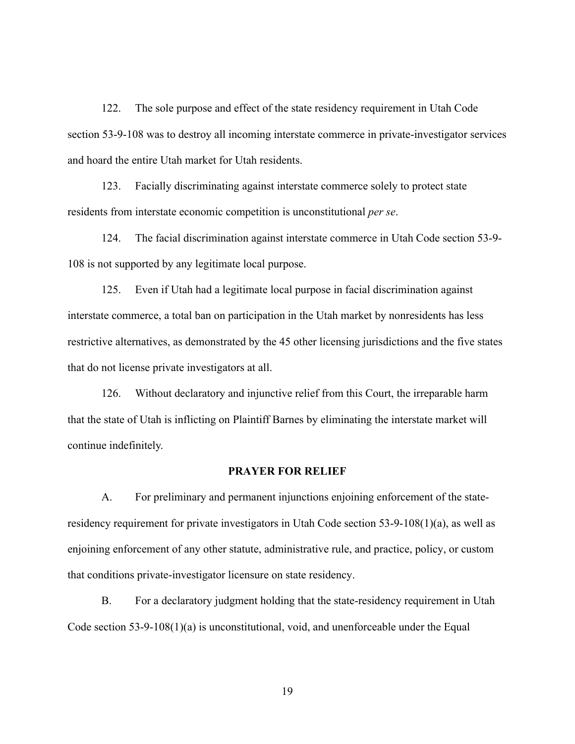122. The sole purpose and effect of the state residency requirement in Utah Code section 53-9-108 was to destroy all incoming interstate commerce in private-investigator services and hoard the entire Utah market for Utah residents.

123. Facially discriminating against interstate commerce solely to protect state residents from interstate economic competition is unconstitutional *per se*.

124. The facial discrimination against interstate commerce in Utah Code section 53-9-108 is not supported by any legitimate local purpose.

125. Even if Utah had a legitimate local purpose in facial discrimination against interstate commerce, a total ban on participation in the Utah market by nonresidents has less restrictive alternatives, as demonstrated by the 45 other licensing jurisdictions and the five states that do not license private investigators at all.

126. Without declaratory and injunctive relief from this Court, the irreparable harm that the state of Utah is inflicting on Plaintiff Barnes by eliminating the interstate market will continue indefinitely.

**PRAYER FOR RELIEF**

A. For preliminary and permanent injunctions enjoining enforcement of the state-residency requirement for private investigators in Utah Code section 53-9-108(1)(a), as well as enjoining enforcement of any other statute, administrative rule, and practice, policy, or custom that conditions private-investigator licensure on state residency.

B. For a declaratory judgment holding that the state-residency requirement in Utah Code section 53-9-108(1)(a) is unconstitutional, void, and unenforceable under the Equal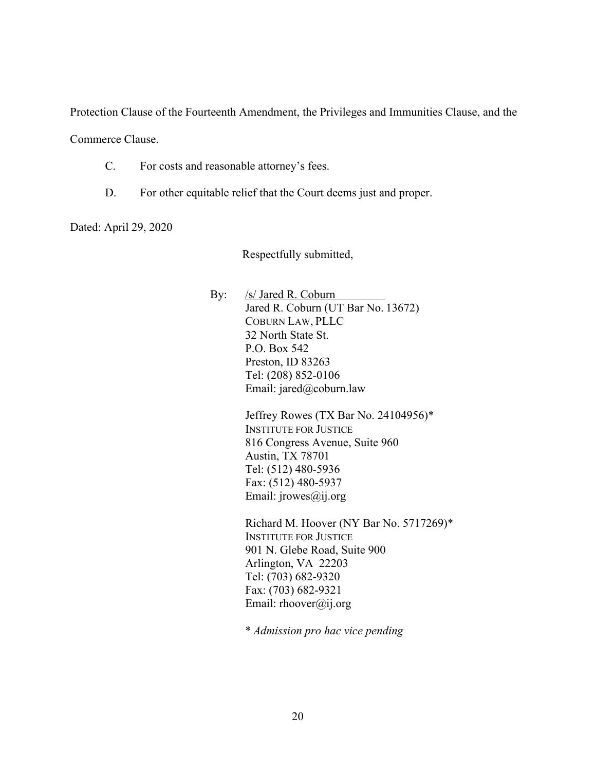Protection Clause of the Fourteenth Amendment, the Privileges and Immunities Clause, and the Commerce Clause.

C. For costs and reasonable attorney's fees.

D. For other equitable relief that the Court deems just and proper.

Dated: April 29, 2020

Respectfully submitted,

By: /s/ Jared R. Coburn
Jared R. Coburn (UT Bar No. 13672)
COBURN LAW, PLLC
32 North State St.
P.O. Box 542
Preston, ID 83263
Tel: (208) 852-0106
Email: jared@coburn.law

Jeffrey Rowes (TX Bar No. 24104956)*
INSTITUTE FOR JUSTICE
816 Congress Avenue, Suite 960
Austin, TX 78701
Tel: (512) 480-5936
Fax: (512) 480-5937
Email: jrowes@ij.org

Richard M. Hoover (NY Bar No. 5717269)*
INSTITUTE FOR JUSTICE
901 N. Glebe Road, Suite 900
Arlington, VA 22203
Tel: (703) 682-9320
Fax: (703) 682-9321
Email: rhoover@ij.org

\* *Admission pro hac vice pending*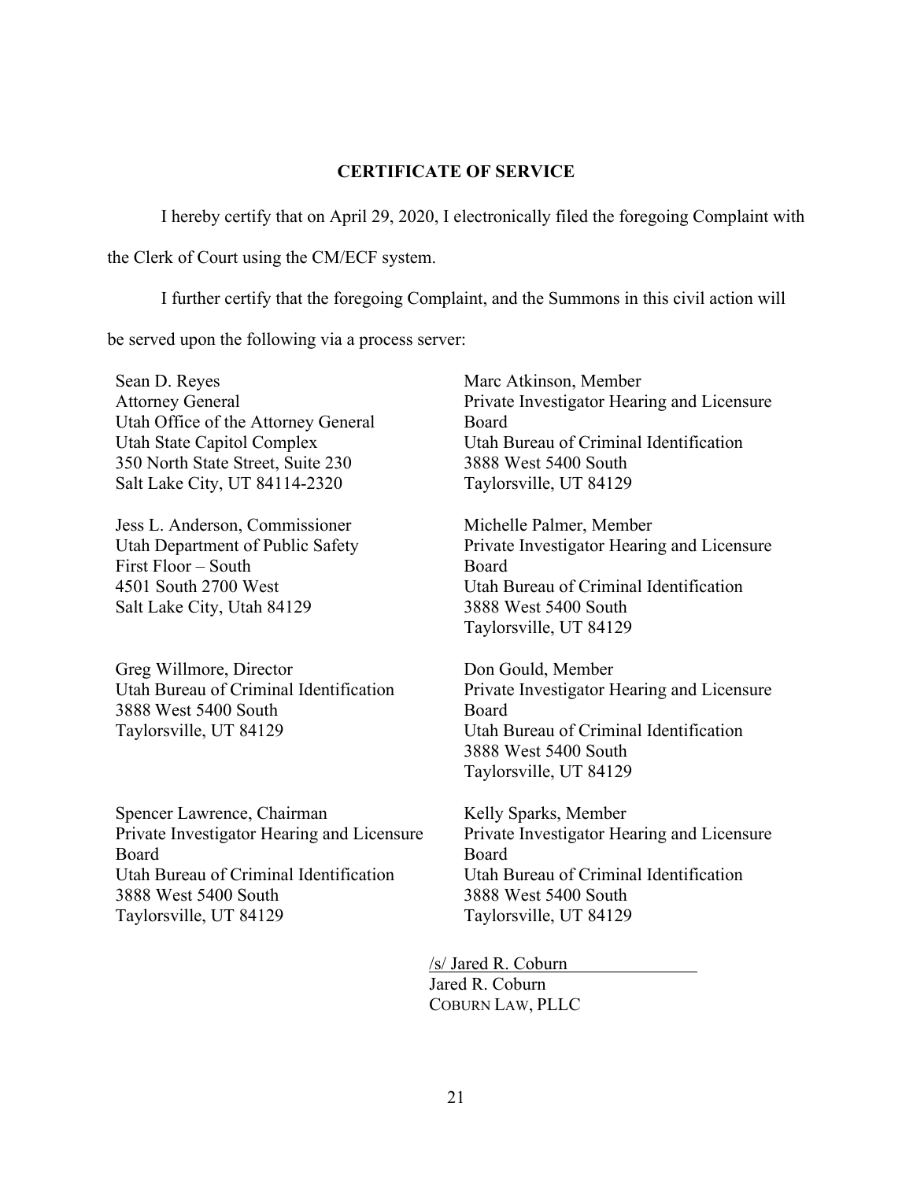**CERTIFICATE OF SERVICE**

I hereby certify that on April 29, 2020, I electronically filed the foregoing Complaint with the Clerk of Court using the CM/ECF system.

I further certify that the foregoing Complaint, and the Summons in this civil action will be served upon the following via a process server:

Sean D. Reyes
Attorney General
Utah Office of the Attorney General
Utah State Capitol Complex
350 North State Street, Suite 230
Salt Lake City, UT 84114-2320

Jess L. Anderson, Commissioner
Utah Department of Public Safety
First Floor – South
4501 South 2700 West
Salt Lake City, Utah 84129

Greg Willmore, Director
Utah Bureau of Criminal Identification
3888 West 5400 South
Taylorsville, UT 84129

Spencer Lawrence, Chairman
Private Investigator Hearing and Licensure Board
Utah Bureau of Criminal Identification
3888 West 5400 South
Taylorsville, UT 84129

Marc Atkinson, Member
Private Investigator Hearing and Licensure Board
Utah Bureau of Criminal Identification
3888 West 5400 South
Taylorsville, UT 84129

Michelle Palmer, Member
Private Investigator Hearing and Licensure Board
Utah Bureau of Criminal Identification
3888 West 5400 South
Taylorsville, UT 84129

Don Gould, Member
Private Investigator Hearing and Licensure Board
Utah Bureau of Criminal Identification
3888 West 5400 South
Taylorsville, UT 84129

Kelly Sparks, Member
Private Investigator Hearing and Licensure Board
Utah Bureau of Criminal Identification
3888 West 5400 South
Taylorsville, UT 84129

/s/ Jared R. Coburn
Jared R. Coburn
COBURN LAW, PLLC